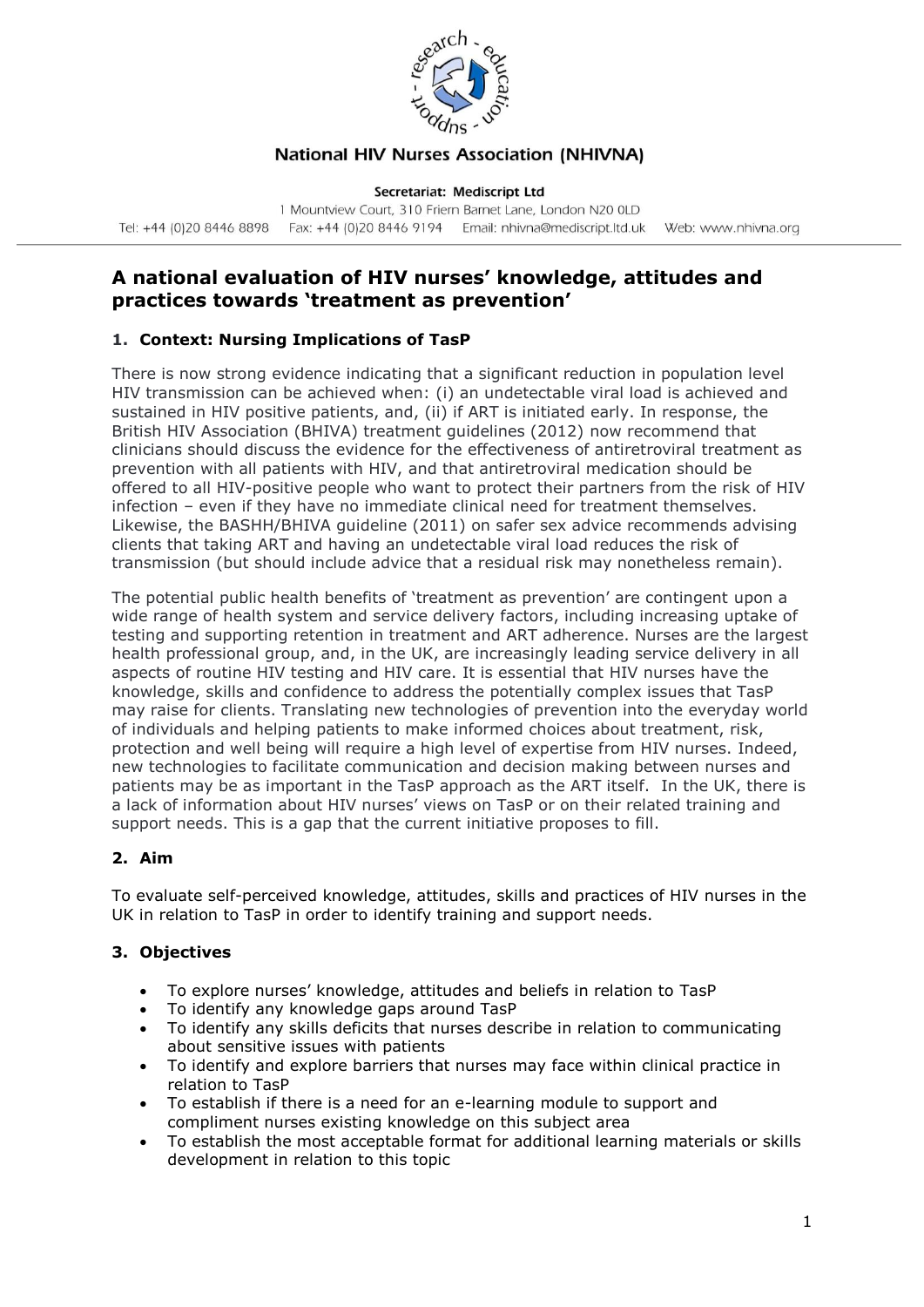National HIV Nurses Association (NHIVNA)

Secretariat: Mediscript Ltd

1 Mountview Court, 310 Friern Barnet Lane, London N20 0LD

Tel: +44 (0)20 8446 8898 Fax: +44 (0)20 8446 9194 Email: nhivna@mediscript.ltd.uk Web: www.nhivna.org

# A national evaluation of HIV nurses' knowledge, attitudes and practices towards 'treatment as prevention'

## 1. Context: Nursing Implications of TasP

There is now strong evidence indicating that a significant reduction in population level HIV transmission can be achieved when: (i) an undetectable viral load is achieved and sustained in HIV positive patients, and, (ii) if ART is initiated early. In response, the British HIV Association (BHIVA) treatment guidelines (2012) now recommend that clinicians should discuss the evidence for the effectiveness of antiretroviral treatment as prevention with all patients with HIV, and that antiretroviral medication should be offered to all HIV-positive people who want to protect their partners from the risk of HIV infection – even if they have no immediate clinical need for treatment themselves. Likewise, the BASHH/BHIVA guideline (2011) on safer sex advice recommends advising clients that taking ART and having an undetectable viral load reduces the risk of transmission (but should include advice that a residual risk may nonetheless remain).

The potential public health benefits of 'treatment as prevention' are contingent upon a wide range of health system and service delivery factors, including increasing uptake of testing and supporting retention in treatment and ART adherence. Nurses are the largest health professional group, and, in the UK, are increasingly leading service delivery in all aspects of routine HIV testing and HIV care. It is essential that HIV nurses have the knowledge, skills and confidence to address the potentially complex issues that TasP may raise for clients. Translating new technologies of prevention into the everyday world of individuals and helping patients to make informed choices about treatment, risk, protection and well being will require a high level of expertise from HIV nurses. Indeed, new technologies to facilitate communication and decision making between nurses and patients may be as important in the TasP approach as the ART itself. In the UK, there is a lack of information about HIV nurses' views on TasP or on their related training and support needs. This is a gap that the current initiative proposes to fill.

## 2. Aim

To evaluate self-perceived knowledge, attitudes, skills and practices of HIV nurses in the UK in relation to TasP in order to identify training and support needs.

## 3. Objectives

- To explore nurses' knowledge, attitudes and beliefs in relation to TasP
- To identify any knowledge gaps around TasP
- To identify any skills deficits that nurses describe in relation to communicating about sensitive issues with patients
- To identify and explore barriers that nurses may face within clinical practice in relation to TasP
- To establish if there is a need for an e-learning module to support and compliment nurses existing knowledge on this subject area
- To establish the most acceptable format for additional learning materials or skills development in relation to this topic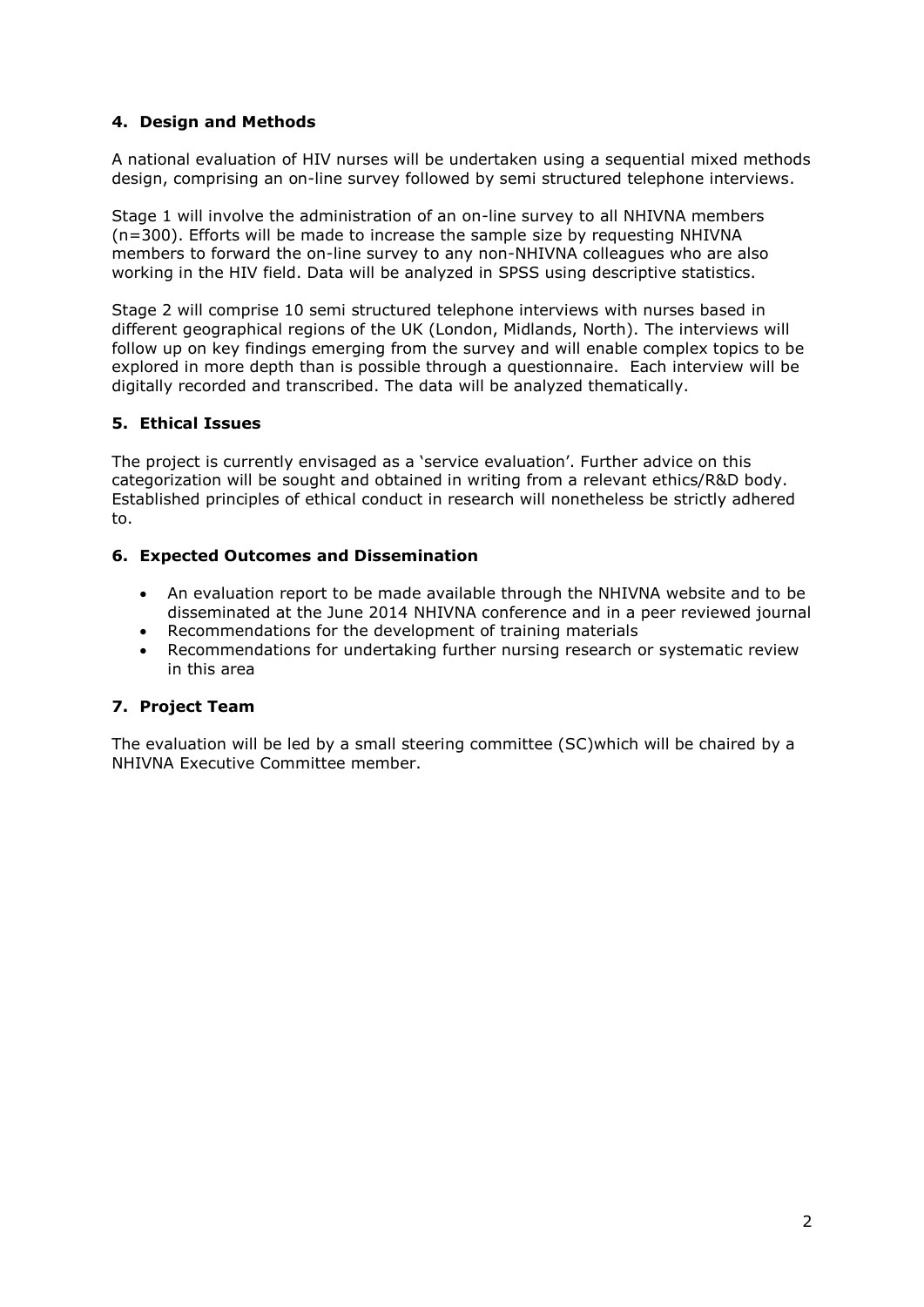## 4. Design and Methods

A national evaluation of HIV nurses will be undertaken using a sequential mixed methods design, comprising an on-line survey followed by semi structured telephone interviews.

Stage 1 will involve the administration of an on-line survey to all NHIVNA members (n=300). Efforts will be made to increase the sample size by requesting NHIVNA members to forward the on-line survey to any non-NHIVNA colleagues who are also working in the HIV field. Data will be analyzed in SPSS using descriptive statistics.

Stage 2 will comprise 10 semi structured telephone interviews with nurses based in different geographical regions of the UK (London, Midlands, North). The interviews will follow up on key findings emerging from the survey and will enable complex topics to be explored in more depth than is possible through a questionnaire. Each interview will be digitally recorded and transcribed. The data will be analyzed thematically.

## 5. Ethical Issues

The project is currently envisaged as a 'service evaluation'. Further advice on this categorization will be sought and obtained in writing from a relevant ethics/R&D body. Established principles of ethical conduct in research will nonetheless be strictly adhered to.

## 6. Expected Outcomes and Dissemination

- An evaluation report to be made available through the NHIVNA website and to be disseminated at the June 2014 NHIVNA conference and in a peer reviewed journal
- Recommendations for the development of training materials
- Recommendations for undertaking further nursing research or systematic review in this area

## 7. Project Team

The evaluation will be led by a small steering committee (SC)which will be chaired by a NHIVNA Executive Committee member.